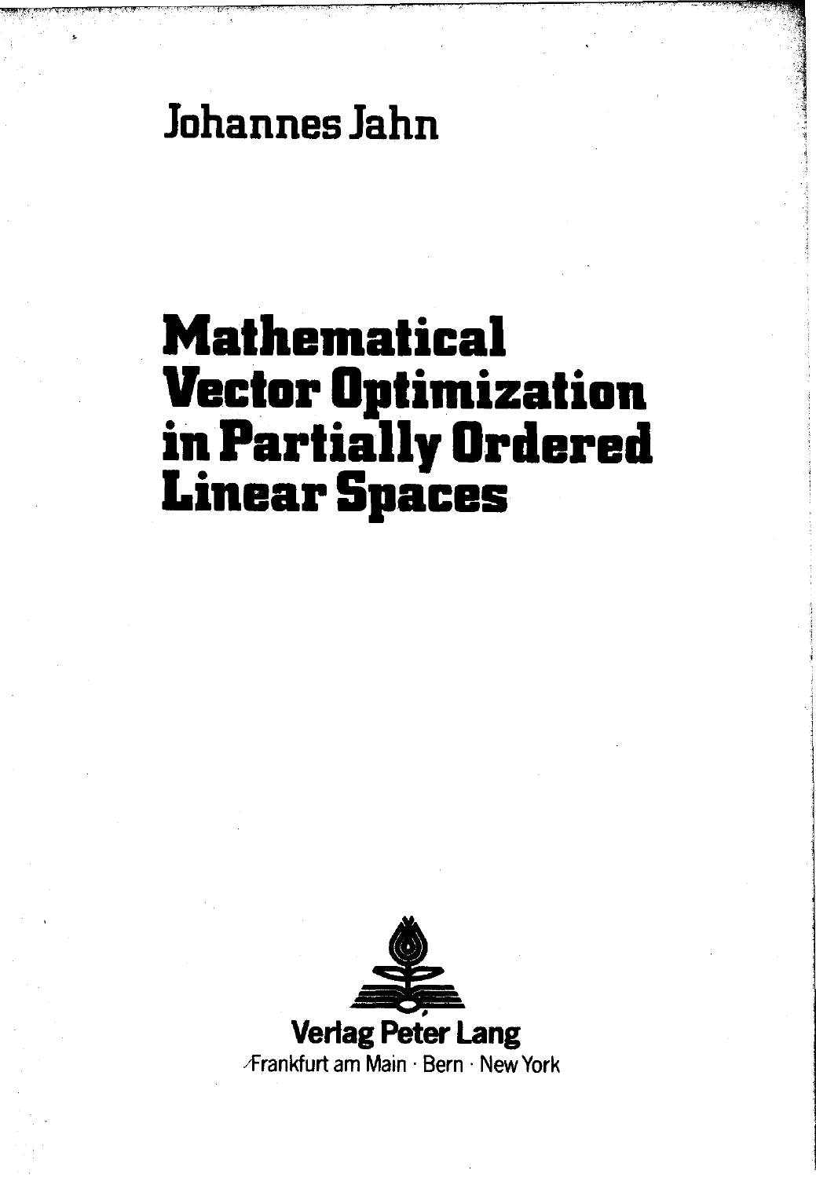Johannes Jahn

# Mathematical Vector Optimization in Partially Ordered Linear Spaces

Verlag Peter Lang

Frankfurt am Main · Bern · New York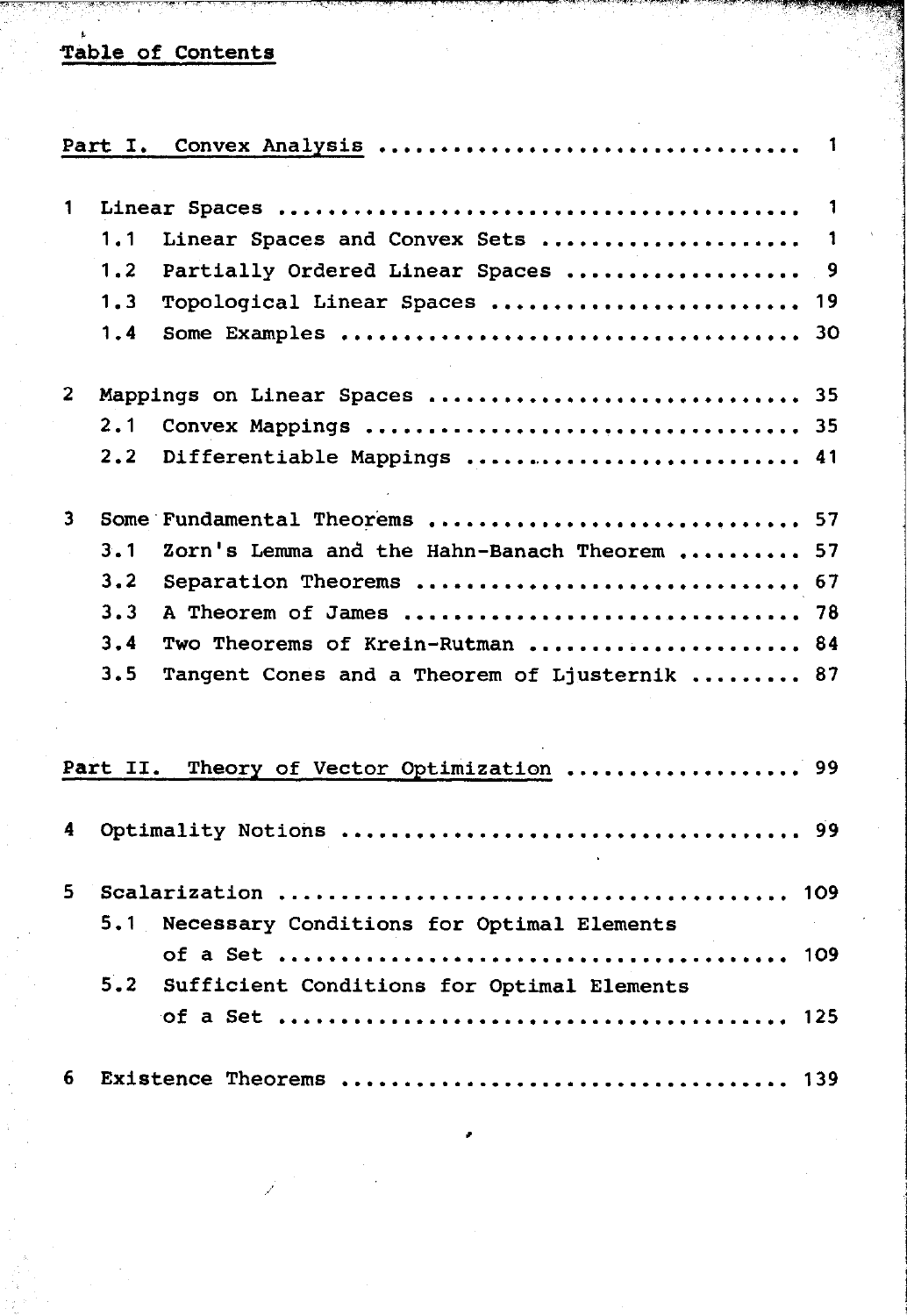# Table of Contents

## Part I. Convex Analysis ........................................ 1

**1 Linear Spaces** ........................................ 1

- 1.1 Linear Spaces and Convex Sets .................... 1
- 1.2 Partially Ordered Linear Spaces .................. 9
- 1.3 Topological Linear Spaces ........................ 19
- 1.4 Some Examples .................................... 30

**2 Mappings on Linear Spaces** ........................................ 35

- 2.1 Convex Mappings .................................. 35
- 2.2 Differentiable Mappings .......................... 41

**3 Some Fundamental Theorems** ........................................ 57

- 3.1 Zorn's Lemma and the Hahn-Banach Theorem .......... 57
- 3.2 Separation Theorems .............................. 67
- 3.3 A Theorem of James ............................... 78
- 3.4 Two Theorems of Krein-Rutman ..................... 84
- 3.5 Tangent Cones and a Theorem of Ljusternik ......... 87

## Part II. Theory of Vector Optimization ........................................ 99

**4 Optimality Notions** ........................................ 99

**5 Scalarization** ........................................ 109

- 5.1 Necessary Conditions for Optimal Elements of a Set ........................................ 109
- 5.2 Sufficient Conditions for Optimal Elements of a Set ........................................ 125

**6 Existence Theorems** ........................................ 139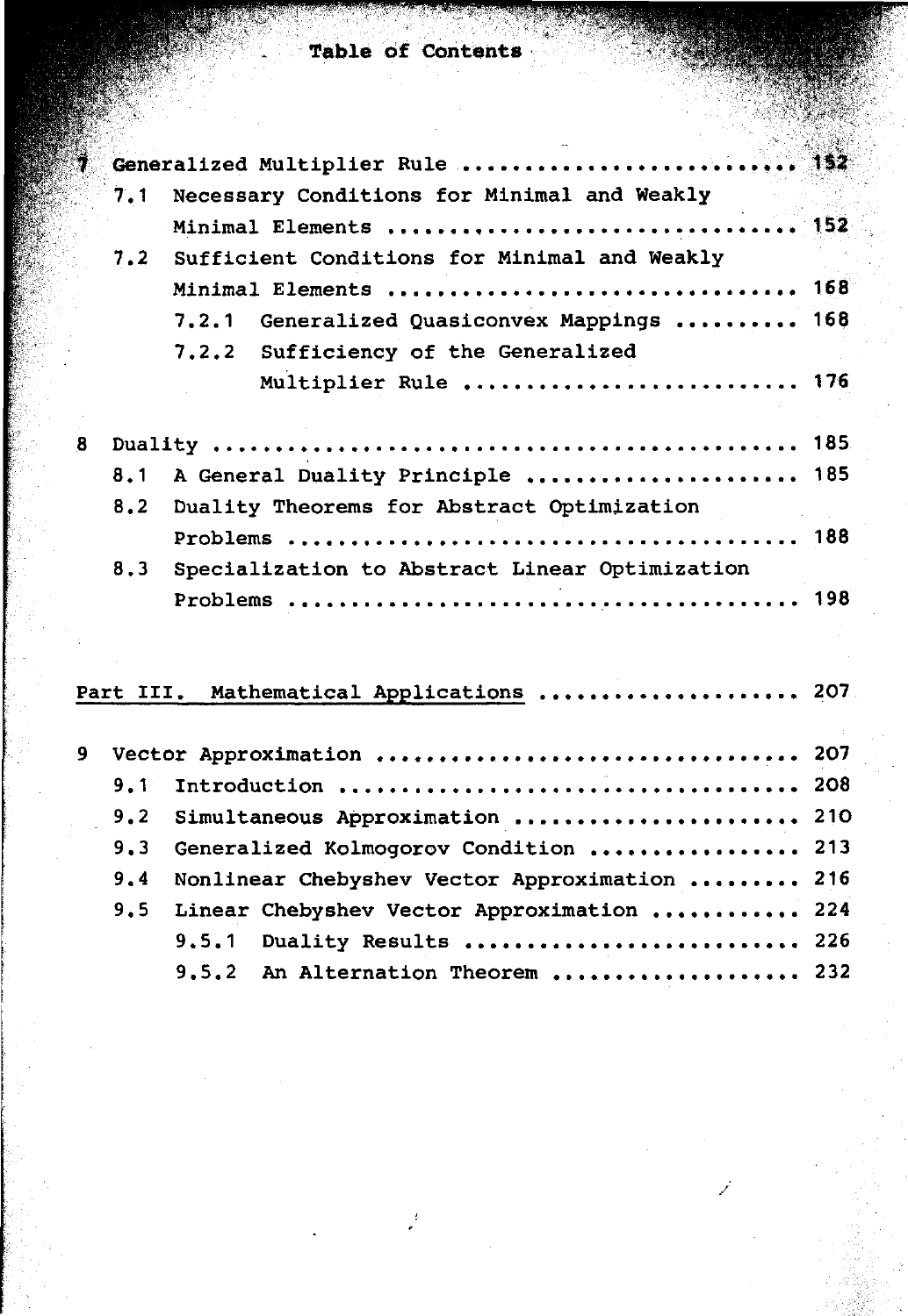7 Generalized Multiplier Rule .......................... 152

7.1 Necessary Conditions for Minimal and Weakly Minimal Elements ............................... 152

7.2 Sufficient Conditions for Minimal and Weakly Minimal Elements ............................... 168

7.2.1 Generalized Quasiconvex Mappings .......... 168

7.2.2 Sufficiency of the Generalized Multiplier Rule ........................... 176

8 Duality ............................................... 185

8.1 A General Duality Principle ...................... 185

8.2 Duality Theorems for Abstract Optimization Problems ........................................ 188

8.3 Specialization to Abstract Linear Optimization Problems ........................................ 198

<u>Part III. Mathematical Applications</u> ..................... 207

9 Vector Approximation .................................. 207

9.1 Introduction ..................................... 208

9.2 Simultaneous Approximation ...................... 210

9.3 Generalized Kolmogorov Condition ................ 213

9.4 Nonlinear Chebyshev Vector Approximation ......... 216

9.5 Linear Chebyshev Vector Approximation ........... 224

9.5.1 Duality Results .......................... 226

9.5.2 An Alternation Theorem .................... 232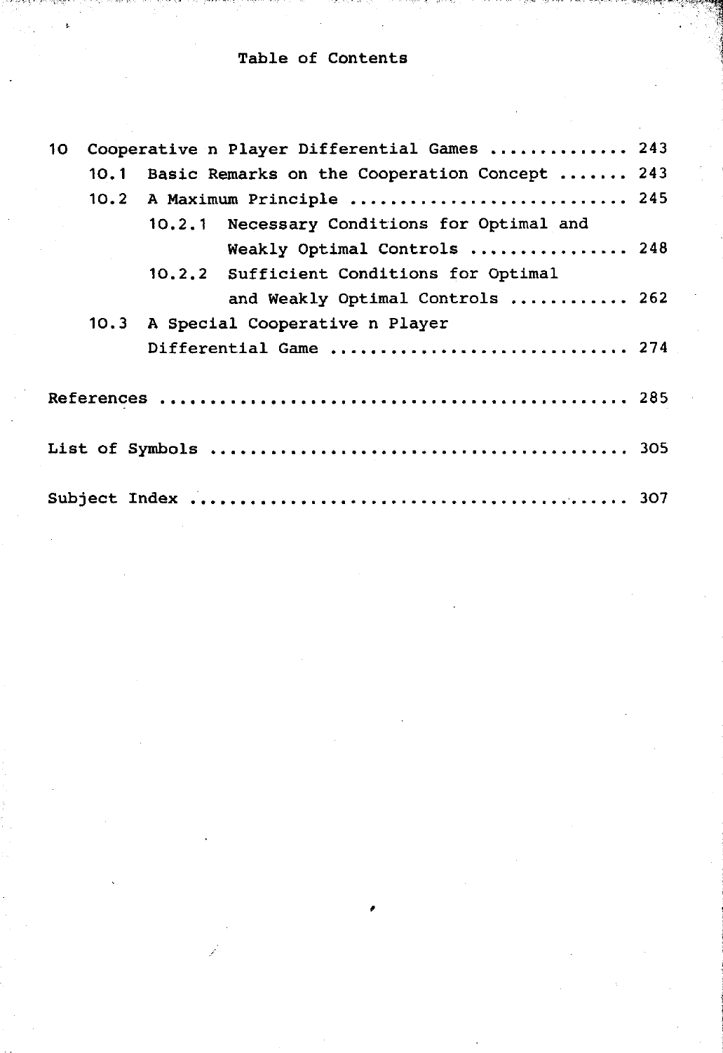# Table of Contents

| | | |
|---|---|---|
| 10 | Cooperative n Player Differential Games | 243 |
| 10.1 | Basic Remarks on the Cooperation Concept | 243 |
| 10.2 | A Maximum Principle | 245 |
| 10.2.1 | Necessary Conditions for Optimal and Weakly Optimal Controls | 248 |
| 10.2.2 | Sufficient Conditions for Optimal and Weakly Optimal Controls | 262 |
| 10.3 | A Special Cooperative n Player Differential Game | 274 |
| | References | 285 |
| | List of Symbols | 305 |
| | Subject Index | 307 |